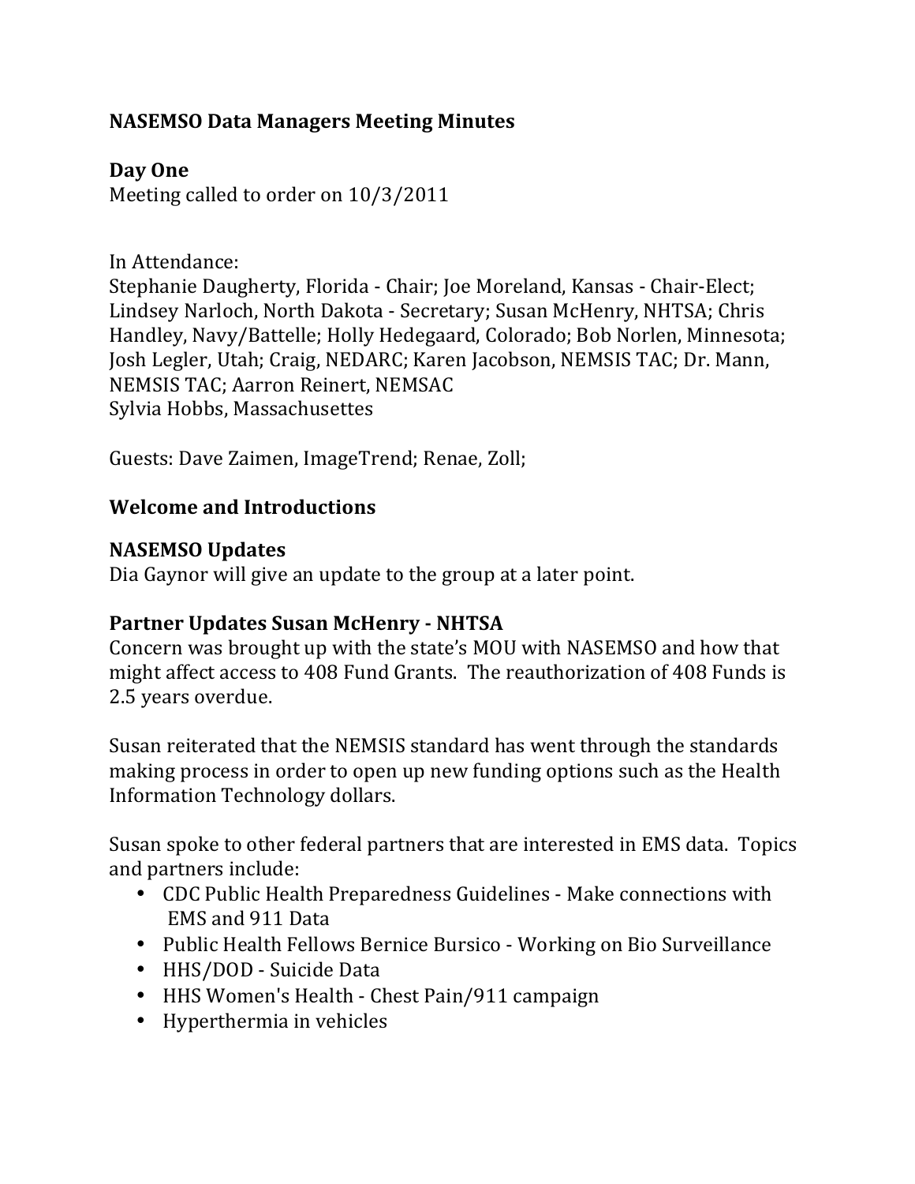# NASEMSO Data Managers Meeting Minutes

## Day One

Meeting called to order on 10/3/2011

In Attendance:
Stephanie Daugherty, Florida - Chair; Joe Moreland, Kansas - Chair-Elect; Lindsey Narloch, North Dakota - Secretary; Susan McHenry, NHTSA; Chris Handley, Navy/Battelle; Holly Hedegaard, Colorado; Bob Norlen, Minnesota; Josh Legler, Utah; Craig, NEDARC; Karen Jacobson, NEMSIS TAC; Dr. Mann, NEMSIS TAC; Aarron Reinert, NEMSAC
Sylvia Hobbs, Massachusettes

Guests: Dave Zaimen, ImageTrend; Renae, Zoll;

## Welcome and Introductions

## NASEMSO Updates

Dia Gaynor will give an update to the group at a later point.

## Partner Updates Susan McHenry - NHTSA

Concern was brought up with the state's MOU with NASEMSO and how that might affect access to 408 Fund Grants. The reauthorization of 408 Funds is 2.5 years overdue.

Susan reiterated that the NEMSIS standard has went through the standards making process in order to open up new funding options such as the Health Information Technology dollars.

Susan spoke to other federal partners that are interested in EMS data. Topics and partners include:

- CDC Public Health Preparedness Guidelines - Make connections with EMS and 911 Data
- Public Health Fellows Bernice Bursico - Working on Bio Surveillance
- HHS/DOD - Suicide Data
- HHS Women's Health - Chest Pain/911 campaign
- Hyperthermia in vehicles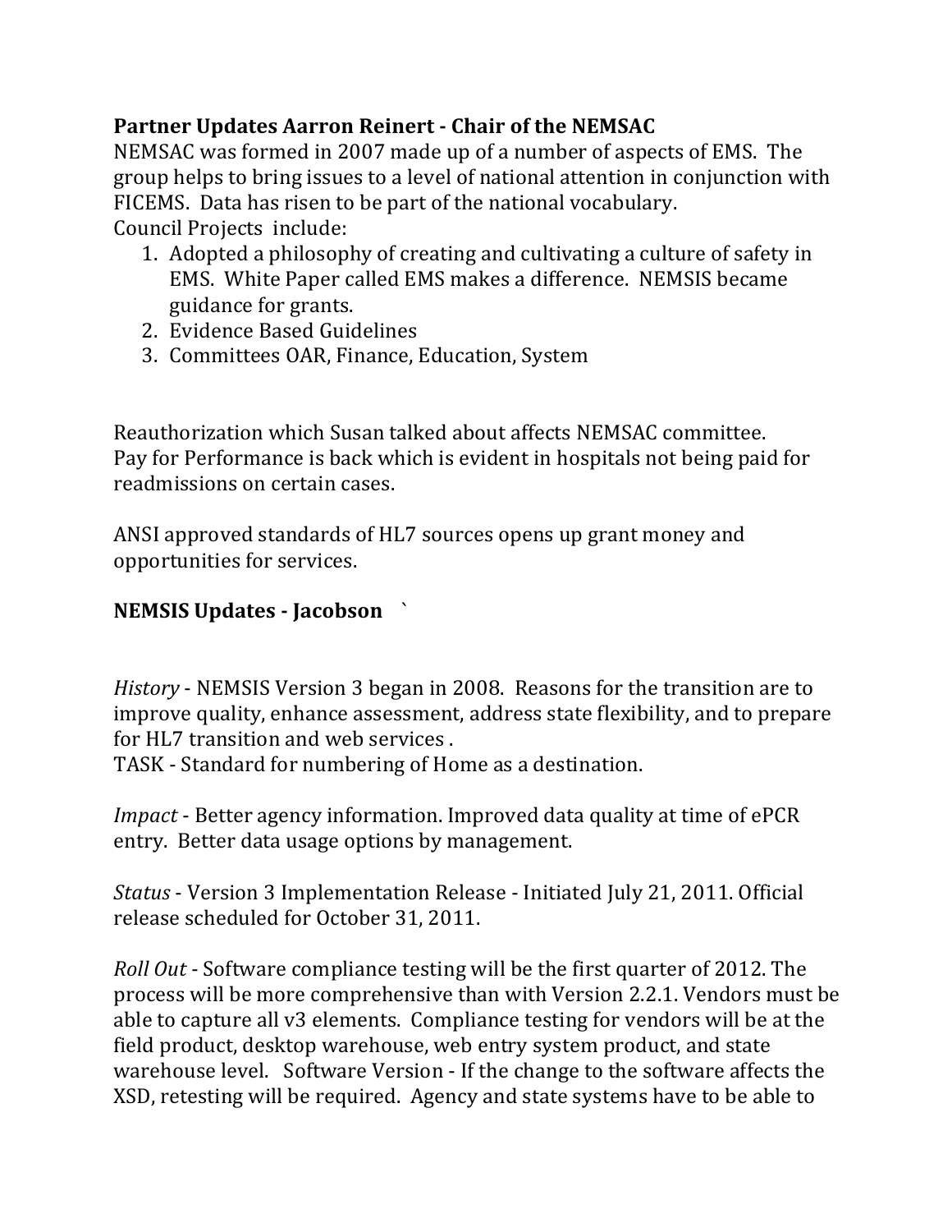**Partner Updates Aarron Reinert - Chair of the NEMSAC**

NEMSAC was formed in 2007 made up of a number of aspects of EMS. The group helps to bring issues to a level of national attention in conjunction with FICEMS. Data has risen to be part of the national vocabulary.

Council Projects include:

1. Adopted a philosophy of creating and cultivating a culture of safety in EMS. White Paper called EMS makes a difference. NEMSIS became guidance for grants.
2. Evidence Based Guidelines
3. Committees OAR, Finance, Education, System

Reauthorization which Susan talked about affects NEMSAC committee.
Pay for Performance is back which is evident in hospitals not being paid for readmissions on certain cases.

ANSI approved standards of HL7 sources opens up grant money and opportunities for services.

**NEMSIS Updates - Jacobson** `

*History* - NEMSIS Version 3 began in 2008. Reasons for the transition are to improve quality, enhance assessment, address state flexibility, and to prepare for HL7 transition and web services .

TASK - Standard for numbering of Home as a destination.

*Impact* - Better agency information. Improved data quality at time of ePCR entry. Better data usage options by management.

*Status* - Version 3 Implementation Release - Initiated July 21, 2011. Official release scheduled for October 31, 2011.

*Roll Out* - Software compliance testing will be the first quarter of 2012. The process will be more comprehensive than with Version 2.2.1. Vendors must be able to capture all v3 elements. Compliance testing for vendors will be at the field product, desktop warehouse, web entry system product, and state warehouse level. Software Version - If the change to the software affects the XSD, retesting will be required. Agency and state systems have to be able to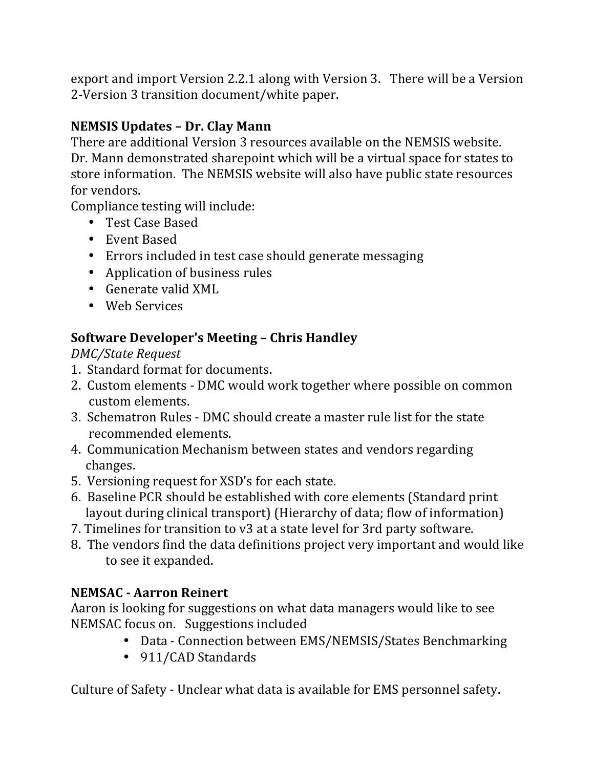export and import Version 2.2.1 along with Version 3. There will be a Version 2-Version 3 transition document/white paper.

**NEMSIS Updates – Dr. Clay Mann**
There are additional Version 3 resources available on the NEMSIS website. Dr. Mann demonstrated sharepoint which will be a virtual space for states to store information. The NEMSIS website will also have public state resources for vendors.
Compliance testing will include:

- Test Case Based
- Event Based
- Errors included in test case should generate messaging
- Application of business rules
- Generate valid XML
- Web Services

**Software Developer's Meeting – Chris Handley**
*DMC/State Request*

1. Standard format for documents.
2. Custom elements - DMC would work together where possible on common custom elements.
3. Schematron Rules - DMC should create a master rule list for the state recommended elements.
4. Communication Mechanism between states and vendors regarding changes.
5. Versioning request for XSD's for each state.
6. Baseline PCR should be established with core elements (Standard print layout during clinical transport) (Hierarchy of data; flow of information)
7. Timelines for transition to v3 at a state level for 3rd party software.
8. The vendors find the data definitions project very important and would like to see it expanded.

**NEMSAC - Aarron Reinert**
Aaron is looking for suggestions on what data managers would like to see NEMSAC focus on. Suggestions included

- Data - Connection between EMS/NEMSIS/States Benchmarking
- 911/CAD Standards

Culture of Safety - Unclear what data is available for EMS personnel safety.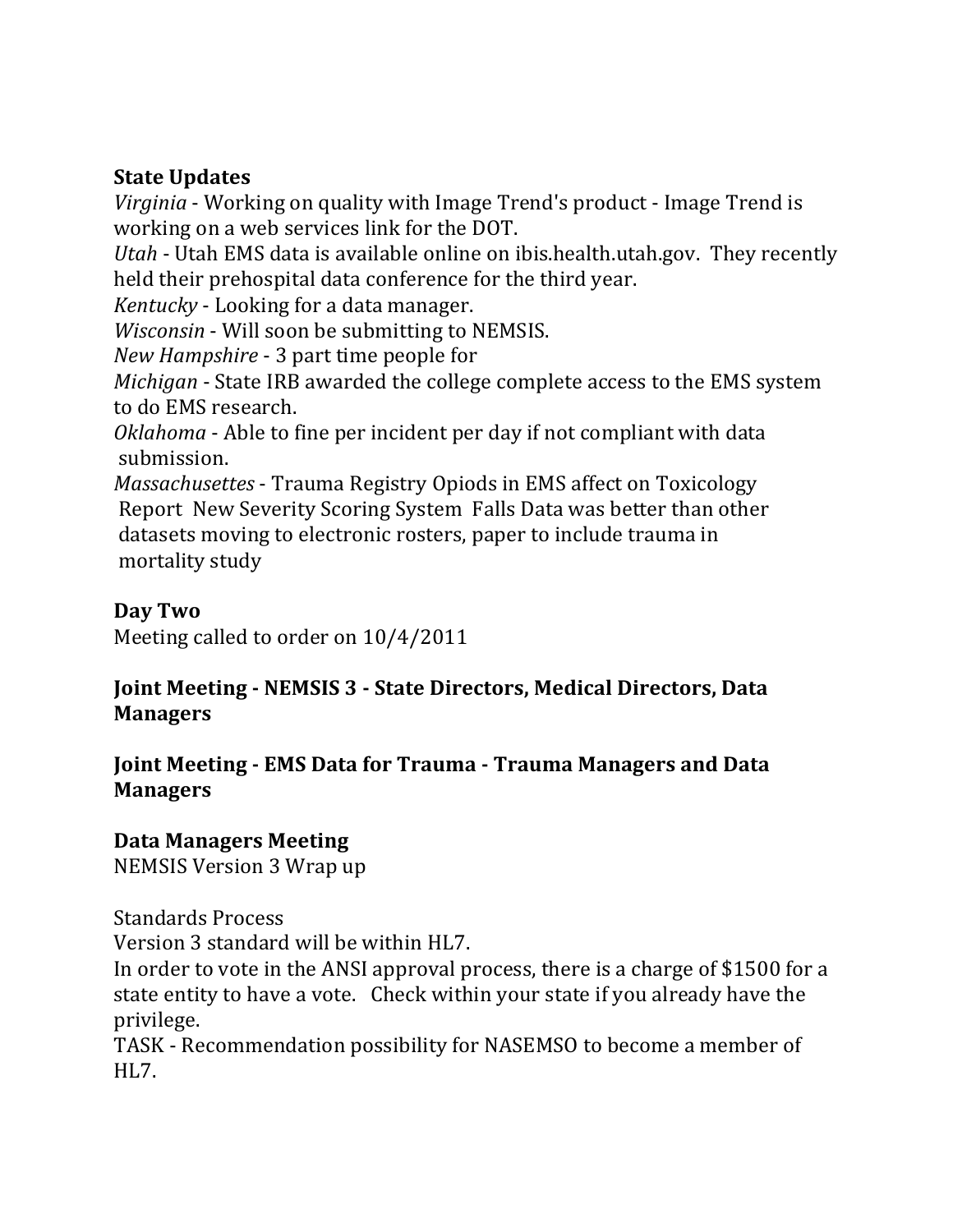**State Updates**

*Virginia* - Working on quality with Image Trend's product - Image Trend is working on a web services link for the DOT.

*Utah* - Utah EMS data is available online on ibis.health.utah.gov. They recently held their prehospital data conference for the third year.

*Kentucky* - Looking for a data manager.

*Wisconsin* - Will soon be submitting to NEMSIS.

*New Hampshire* - 3 part time people for

*Michigan* - State IRB awarded the college complete access to the EMS system to do EMS research.

*Oklahoma* - Able to fine per incident per day if not compliant with data submission.

*Massachusettes* - Trauma Registry Opiods in EMS affect on Toxicology Report New Severity Scoring System Falls Data was better than other datasets moving to electronic rosters, paper to include trauma in mortality study

**Day Two**

Meeting called to order on 10/4/2011

**Joint Meeting - NEMSIS 3 - State Directors, Medical Directors, Data Managers**

**Joint Meeting - EMS Data for Trauma - Trauma Managers and Data Managers**

**Data Managers Meeting**

NEMSIS Version 3 Wrap up

Standards Process

Version 3 standard will be within HL7.

In order to vote in the ANSI approval process, there is a charge of $1500 for a state entity to have a vote. Check within your state if you already have the privilege.

TASK - Recommendation possibility for NASEMSO to become a member of HL7.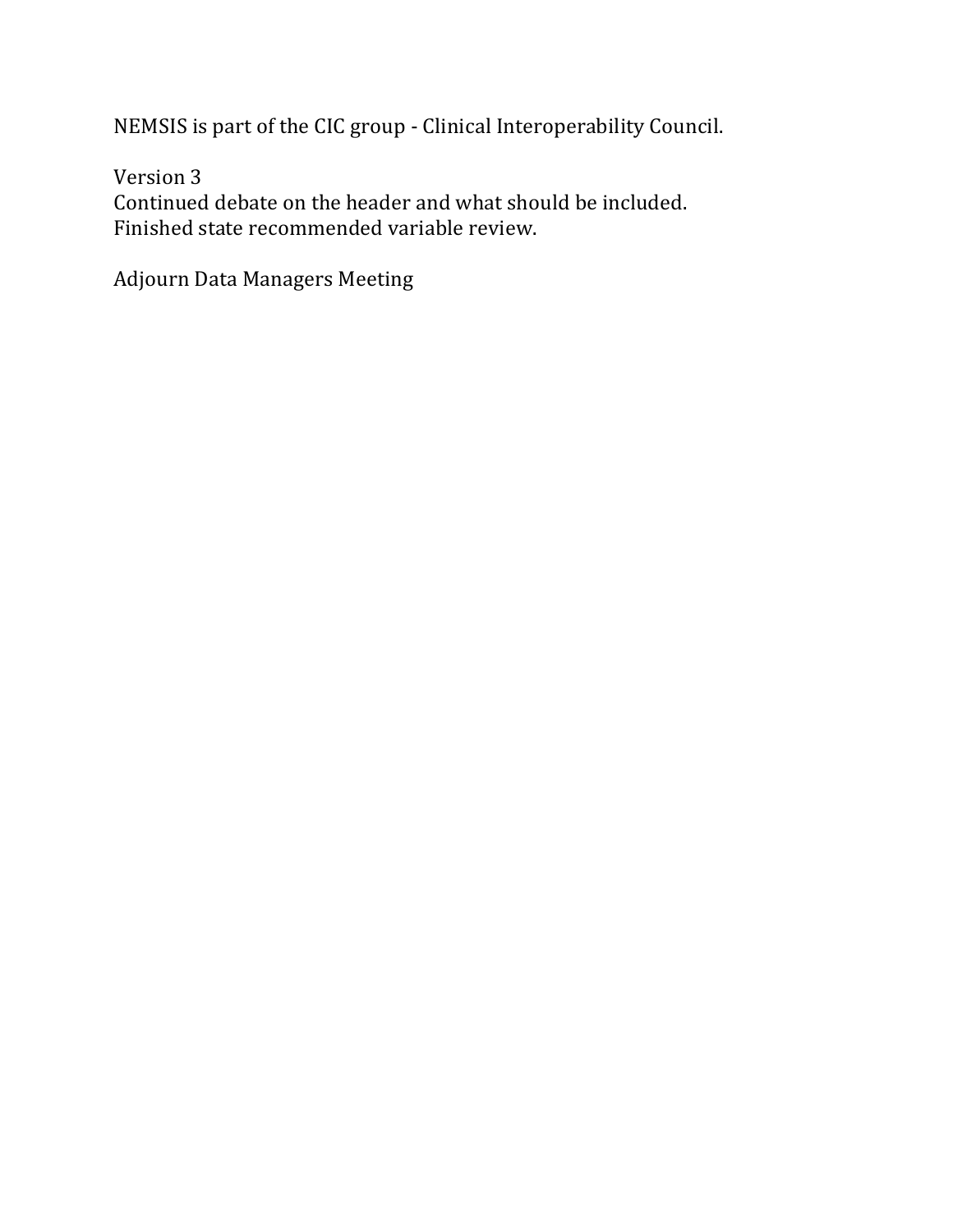NEMSIS is part of the CIC group - Clinical Interoperability Council.

Version 3
Continued debate on the header and what should be included.
Finished state recommended variable review.

Adjourn Data Managers Meeting